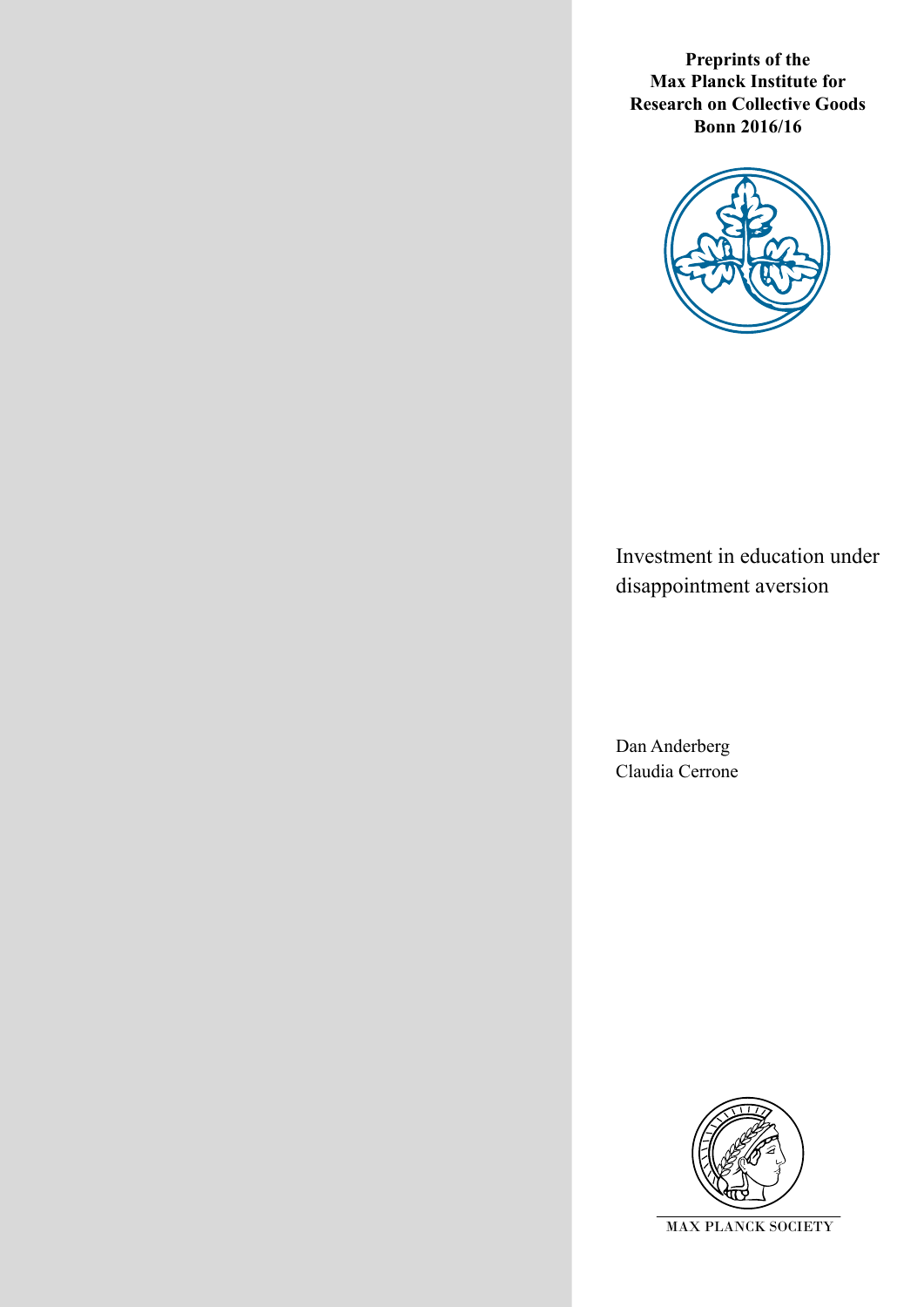**Preprints of the Max Planck Institute for Research on Collective Goods Bonn 2016/16**

# Investment in education under disappointment aversion

Dan Anderberg
Claudia Cerrone

MAX PLANCK SOCIETY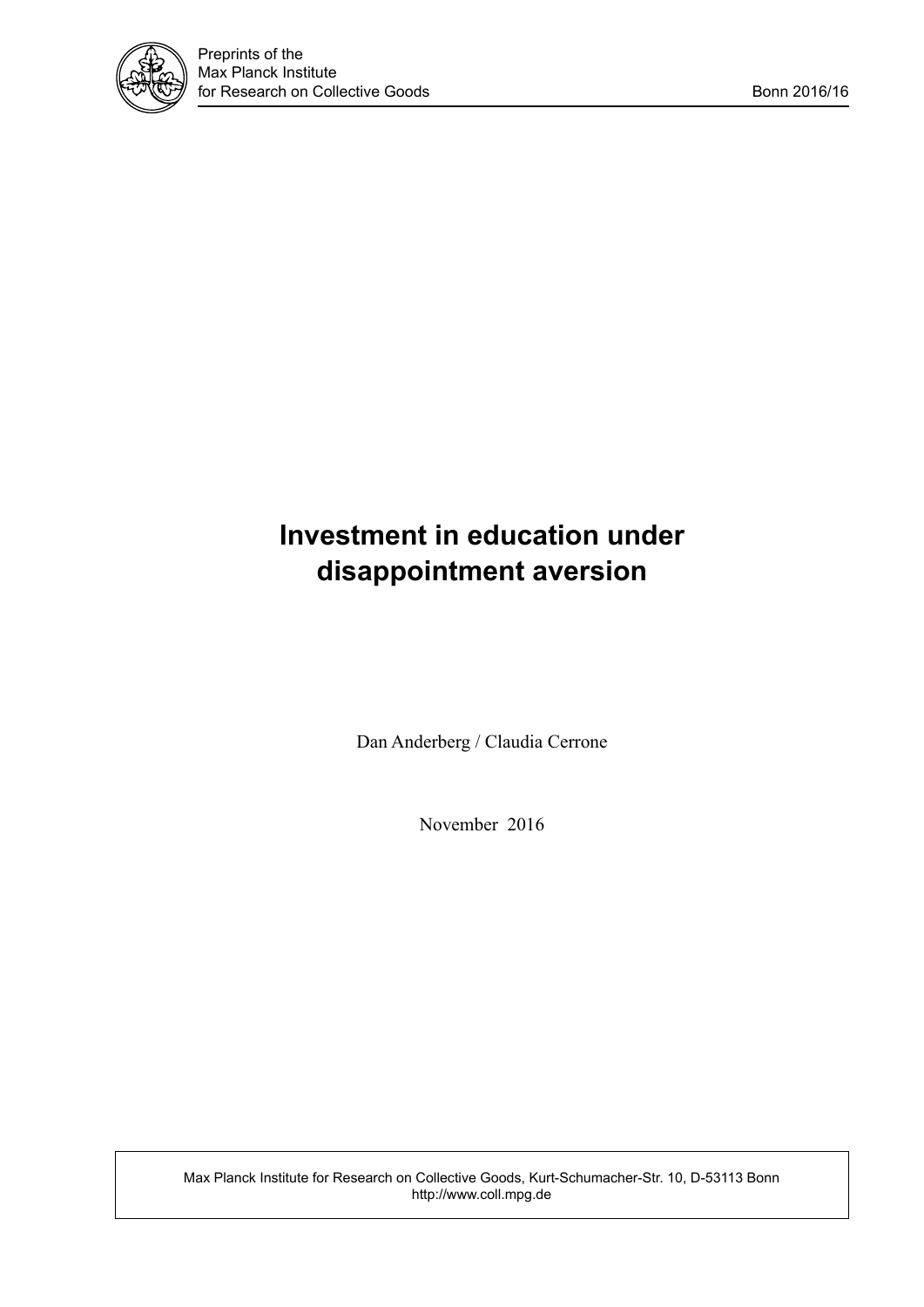Preprints of the
Max Planck Institute
for Research on Collective Goods

Bonn 2016/16

# Investment in education under disappointment aversion

Dan Anderberg / Claudia Cerrone

November 2016

Max Planck Institute for Research on Collective Goods, Kurt-Schumacher-Str. 10, D-53113 Bonn
http://www.coll.mpg.de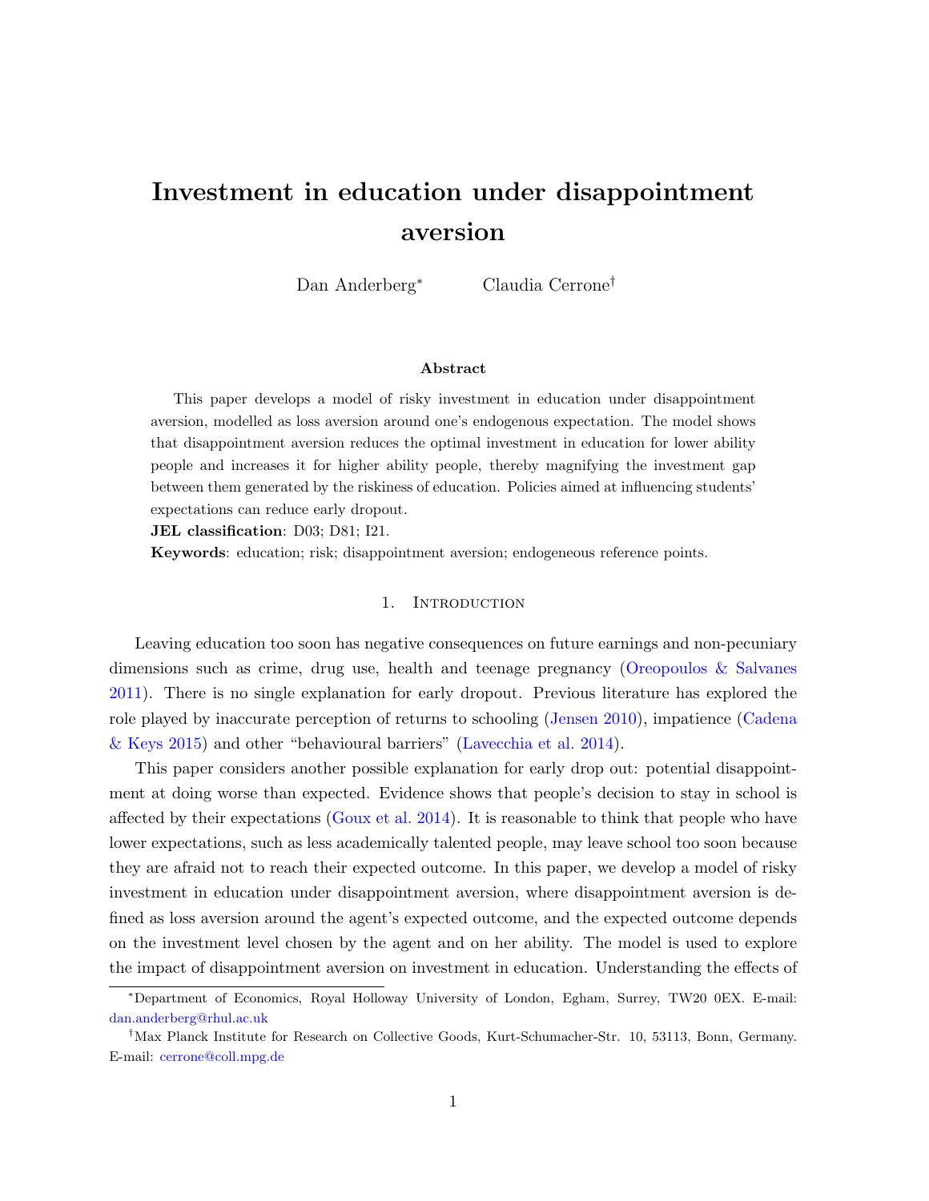# Investment in education under disappointment aversion

Dan Anderberg* Claudia Cerrone†

### Abstract

This paper develops a model of risky investment in education under disappointment aversion, modelled as loss aversion around one's endogenous expectation. The model shows that disappointment aversion reduces the optimal investment in education for lower ability people and increases it for higher ability people, thereby magnifying the investment gap between them generated by the riskiness of education. Policies aimed at influencing students' expectations can reduce early dropout.

**JEL classification**: D03; D81; I21.

**Keywords**: education; risk; disappointment aversion; endogeneous reference points.

## 1. Introduction

Leaving education too soon has negative consequences on future earnings and non-pecuniary dimensions such as crime, drug use, health and teenage pregnancy (Oreopoulos & Salvanes 2011). There is no single explanation for early dropout. Previous literature has explored the role played by inaccurate perception of returns to schooling (Jensen 2010), impatience (Cadena & Keys 2015) and other "behavioural barriers" (Lavecchia et al. 2014).

This paper considers another possible explanation for early drop out: potential disappointment at doing worse than expected. Evidence shows that people's decision to stay in school is affected by their expectations (Goux et al. 2014). It is reasonable to think that people who have lower expectations, such as less academically talented people, may leave school too soon because they are afraid not to reach their expected outcome. In this paper, we develop a model of risky investment in education under disappointment aversion, where disappointment aversion is defined as loss aversion around the agent's expected outcome, and the expected outcome depends on the investment level chosen by the agent and on her ability. The model is used to explore the impact of disappointment aversion on investment in education. Understanding the effects of

---

*Department of Economics, Royal Holloway University of London, Egham, Surrey, TW20 0EX. E-mail: dan.anderberg@rhul.ac.uk

†Max Planck Institute for Research on Collective Goods, Kurt-Schumacher-Str. 10, 53113, Bonn, Germany. E-mail: cerrone@coll.mpg.de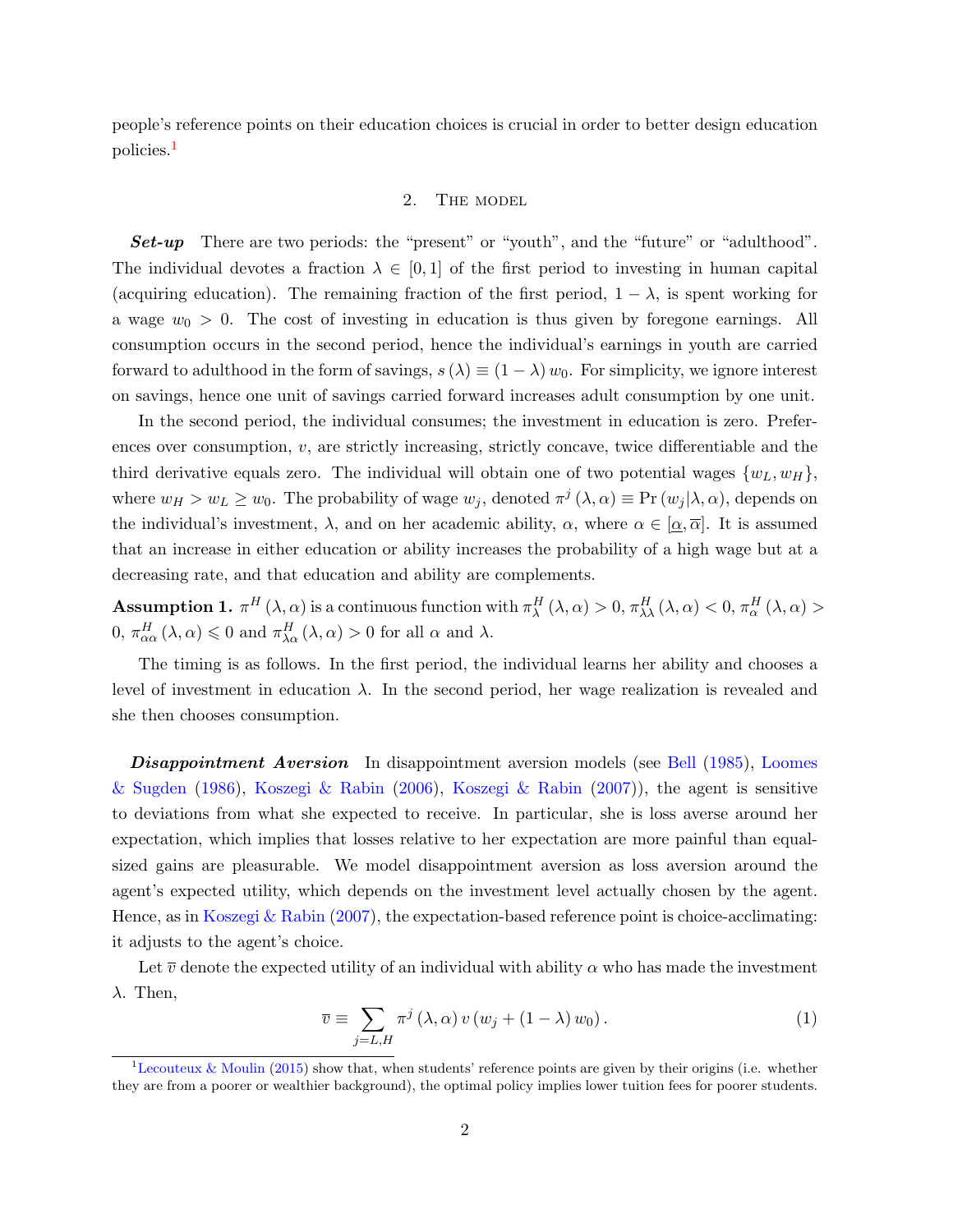people's reference points on their education choices is crucial in order to better design education policies.[1]

## 2. The model

***Set-up*** There are two periods: the "present" or "youth", and the "future" or "adulthood". The individual devotes a fraction $\lambda \in [0,1]$ of the first period to investing in human capital (acquiring education). The remaining fraction of the first period, $1-\lambda$, is spent working for a wage $w_0 > 0$. The cost of investing in education is thus given by foregone earnings. All consumption occurs in the second period, hence the individual's earnings in youth are carried forward to adulthood in the form of savings, $s(\lambda) \equiv (1-\lambda) w_0$. For simplicity, we ignore interest on savings, hence one unit of savings carried forward increases adult consumption by one unit.

In the second period, the individual consumes; the investment in education is zero. Preferences over consumption, $v$, are strictly increasing, strictly concave, twice differentiable and the third derivative equals zero. The individual will obtain one of two potential wages $\{w_L, w_H\}$, where $w_H > w_L \geq w_0$. The probability of wage $w_j$, denoted $\pi^j(\lambda,\alpha) \equiv \Pr(w_j|\lambda,\alpha)$, depends on the individual's investment, $\lambda$, and on her academic ability, $\alpha$, where $\alpha \in [\underline{\alpha}, \overline{\alpha}]$. It is assumed that an increase in either education or ability increases the probability of a high wage but at a decreasing rate, and that education and ability are complements.

**Assumption 1.** $\pi^H(\lambda,\alpha)$ is a continuous function with $\pi^H_\lambda(\lambda,\alpha) > 0$, $\pi^H_{\lambda\lambda}(\lambda,\alpha) < 0$, $\pi^H_\alpha(\lambda,\alpha) > 0$, $\pi^H_{\alpha\alpha}(\lambda,\alpha) \leqslant 0$ and $\pi^H_{\lambda\alpha}(\lambda,\alpha) > 0$ for all $\alpha$ and $\lambda$.

The timing is as follows. In the first period, the individual learns her ability and chooses a level of investment in education $\lambda$. In the second period, her wage realization is revealed and she then chooses consumption.

***Disappointment Aversion*** In disappointment aversion models (see Bell (1985), Loomes & Sugden (1986), Koszegi & Rabin (2006), Koszegi & Rabin (2007)), the agent is sensitive to deviations from what she expected to receive. In particular, she is loss averse around her expectation, which implies that losses relative to her expectation are more painful than equal-sized gains are pleasurable. We model disappointment aversion as loss aversion around the agent's expected utility, which depends on the investment level actually chosen by the agent. Hence, as in Koszegi & Rabin (2007), the expectation-based reference point is choice-acclimating: it adjusts to the agent's choice.

Let $\overline{v}$ denote the expected utility of an individual with ability $\alpha$ who has made the investment $\lambda$. Then,

$$\overline{v} \equiv \sum_{j=L,H} \pi^j(\lambda,\alpha)\, v\left(w_j + (1-\lambda) w_0\right). \tag{1}$$

[1] Lecouteux & Moulin (2015) show that, when students' reference points are given by their origins (i.e. whether they are from a poorer or wealthier background), the optimal policy implies lower tuition fees for poorer students.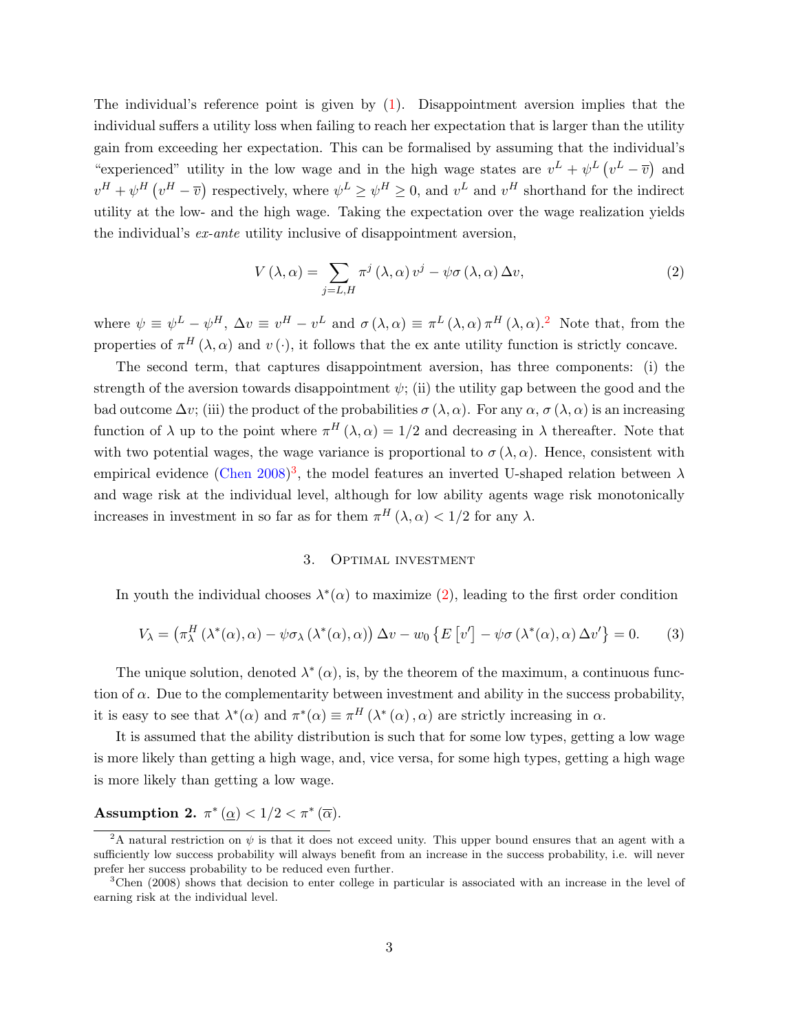The individual's reference point is given by (1). Disappointment aversion implies that the individual suffers a utility loss when failing to reach her expectation that is larger than the utility gain from exceeding her expectation. This can be formalised by assuming that the individual's "experienced" utility in the low wage and in the high wage states are $v^L + \psi^L \left(v^L - \overline{v}\right)$ and $v^H + \psi^H \left(v^H - \overline{v}\right)$ respectively, where $\psi^L \geq \psi^H \geq 0$, and $v^L$ and $v^H$ shorthand for the indirect utility at the low- and the high wage. Taking the expectation over the wage realization yields the individual's *ex-ante* utility inclusive of disappointment aversion,

$$V(\lambda, \alpha) = \sum_{j=L,H} \pi^j(\lambda, \alpha) v^j - \psi \sigma(\lambda, \alpha) \Delta v, \tag{2}$$

where $\psi \equiv \psi^L - \psi^H$, $\Delta v \equiv v^H - v^L$ and $\sigma(\lambda, \alpha) \equiv \pi^L(\lambda, \alpha) \pi^H(\lambda, \alpha)$.[2] Note that, from the properties of $\pi^H(\lambda, \alpha)$ and $v(\cdot)$, it follows that the ex ante utility function is strictly concave.

The second term, that captures disappointment aversion, has three components: (i) the strength of the aversion towards disappointment $\psi$; (ii) the utility gap between the good and the bad outcome $\Delta v$; (iii) the product of the probabilities $\sigma(\lambda, \alpha)$. For any $\alpha$, $\sigma(\lambda, \alpha)$ is an increasing function of $\lambda$ up to the point where $\pi^H(\lambda, \alpha) = 1/2$ and decreasing in $\lambda$ thereafter. Note that with two potential wages, the wage variance is proportional to $\sigma(\lambda, \alpha)$. Hence, consistent with empirical evidence (Chen 2008)[3], the model features an inverted U-shaped relation between $\lambda$ and wage risk at the individual level, although for low ability agents wage risk monotonically increases in investment in so far as for them $\pi^H(\lambda, \alpha) < 1/2$ for any $\lambda$.

## 3. Optimal investment

In youth the individual chooses $\lambda^*(\alpha)$ to maximize (2), leading to the first order condition

$$V_\lambda = \left(\pi_\lambda^H(\lambda^*(\alpha), \alpha) - \psi \sigma_\lambda(\lambda^*(\alpha), \alpha)\right) \Delta v - w_0 \left\{E\left[v'\right] - \psi \sigma(\lambda^*(\alpha), \alpha) \Delta v'\right\} = 0. \tag{3}$$

The unique solution, denoted $\lambda^*(\alpha)$, is, by the theorem of the maximum, a continuous function of $\alpha$. Due to the complementarity between investment and ability in the success probability, it is easy to see that $\lambda^*(\alpha)$ and $\pi^*(\alpha) \equiv \pi^H(\lambda^*(\alpha), \alpha)$ are strictly increasing in $\alpha$.

It is assumed that the ability distribution is such that for some low types, getting a low wage is more likely than getting a high wage, and, vice versa, for some high types, getting a high wage is more likely than getting a low wage.

**Assumption 2.** $\pi^*(\underline{\alpha}) < 1/2 < \pi^*(\overline{\alpha})$.

---

[2] A natural restriction on $\psi$ is that it does not exceed unity. This upper bound ensures that an agent with a sufficiently low success probability will always benefit from an increase in the success probability, i.e. will never prefer her success probability to be reduced even further.

[3] Chen (2008) shows that decision to enter college in particular is associated with an increase in the level of earning risk at the individual level.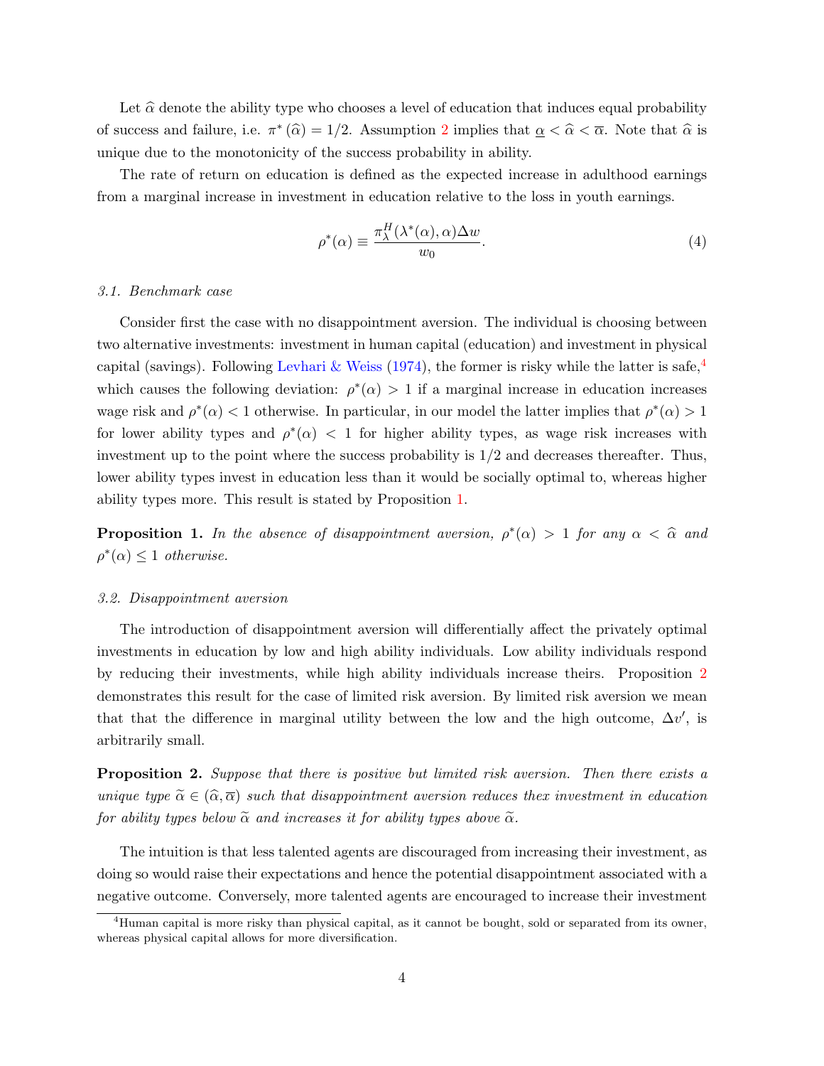Let $\widehat{\alpha}$ denote the ability type who chooses a level of education that induces equal probability of success and failure, i.e. $\pi^*(\widehat{\alpha}) = 1/2$. Assumption 2 implies that $\underline{\alpha} < \widehat{\alpha} < \overline{\alpha}$. Note that $\widehat{\alpha}$ is unique due to the monotonicity of the success probability in ability.

The rate of return on education is defined as the expected increase in adulthood earnings from a marginal increase in investment in education relative to the loss in youth earnings.

$$\rho^*(\alpha) \equiv \frac{\pi^H_\lambda(\lambda^*(\alpha), \alpha)\Delta w}{w_0}. \tag{4}$$

### 3.1. Benchmark case

Consider first the case with no disappointment aversion. The individual is choosing between two alternative investments: investment in human capital (education) and investment in physical capital (savings). Following Levhari & Weiss (1974), the former is risky while the latter is safe,[4] which causes the following deviation: $\rho^*(\alpha) > 1$ if a marginal increase in education increases wage risk and $\rho^*(\alpha) < 1$ otherwise. In particular, in our model the latter implies that $\rho^*(\alpha) > 1$ for lower ability types and $\rho^*(\alpha) < 1$ for higher ability types, as wage risk increases with investment up to the point where the success probability is $1/2$ and decreases thereafter. Thus, lower ability types invest in education less than it would be socially optimal to, whereas higher ability types more. This result is stated by Proposition 1.

**Proposition 1.** *In the absence of disappointment aversion, $\rho^*(\alpha) > 1$ for any $\alpha < \widehat{\alpha}$ and $\rho^*(\alpha) \leq 1$ otherwise.*

### 3.2. Disappointment aversion

The introduction of disappointment aversion will differentially affect the privately optimal investments in education by low and high ability individuals. Low ability individuals respond by reducing their investments, while high ability individuals increase theirs. Proposition 2 demonstrates this result for the case of limited risk aversion. By limited risk aversion we mean that that the difference in marginal utility between the low and the high outcome, $\Delta v'$, is arbitrarily small.

**Proposition 2.** *Suppose that there is positive but limited risk aversion. Then there exists a unique type $\widetilde{\alpha} \in (\widehat{\alpha}, \overline{\alpha})$ such that disappointment aversion reduces thex investment in education for ability types below $\widetilde{\alpha}$ and increases it for ability types above $\widetilde{\alpha}$.*

The intuition is that less talented agents are discouraged from increasing their investment, as doing so would raise their expectations and hence the potential disappointment associated with a negative outcome. Conversely, more talented agents are encouraged to increase their investment

[4] Human capital is more risky than physical capital, as it cannot be bought, sold or separated from its owner, whereas physical capital allows for more diversification.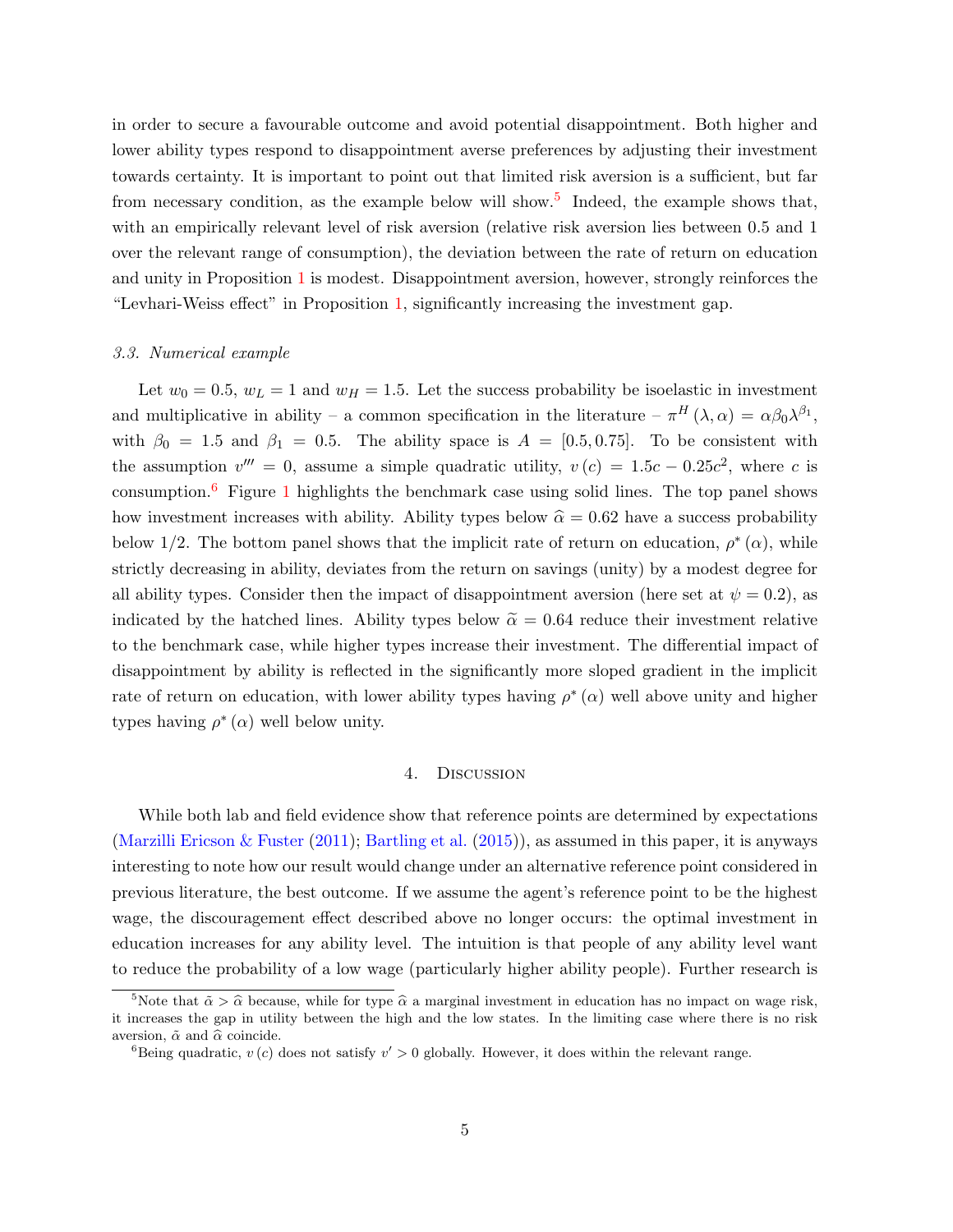in order to secure a favourable outcome and avoid potential disappointment. Both higher and lower ability types respond to disappointment averse preferences by adjusting their investment towards certainty. It is important to point out that limited risk aversion is a sufficient, but far from necessary condition, as the example below will show.[5] Indeed, the example shows that, with an empirically relevant level of risk aversion (relative risk aversion lies between 0.5 and 1 over the relevant range of consumption), the deviation between the rate of return on education and unity in Proposition 1 is modest. Disappointment aversion, however, strongly reinforces the "Levhari-Weiss effect" in Proposition 1, significantly increasing the investment gap.

### *3.3. Numerical example*

Let $w_0 = 0.5$, $w_L = 1$ and $w_H = 1.5$. Let the success probability be isoelastic in investment and multiplicative in ability – a common specification in the literature – $\pi^H(\lambda, \alpha) = \alpha\beta_0\lambda^{\beta_1}$, with $\beta_0 = 1.5$ and $\beta_1 = 0.5$. The ability space is $A = [0.5, 0.75]$. To be consistent with the assumption $v''' = 0$, assume a simple quadratic utility, $v(c) = 1.5c - 0.25c^2$, where $c$ is consumption.[6] Figure 1 highlights the benchmark case using solid lines. The top panel shows how investment increases with ability. Ability types below $\widehat{\alpha} = 0.62$ have a success probability below 1/2. The bottom panel shows that the implicit rate of return on education, $\rho^*(\alpha)$, while strictly decreasing in ability, deviates from the return on savings (unity) by a modest degree for all ability types. Consider then the impact of disappointment aversion (here set at $\psi = 0.2$), as indicated by the hatched lines. Ability types below $\widetilde{\alpha} = 0.64$ reduce their investment relative to the benchmark case, while higher types increase their investment. The differential impact of disappointment by ability is reflected in the significantly more sloped gradient in the implicit rate of return on education, with lower ability types having $\rho^*(\alpha)$ well above unity and higher types having $\rho^*(\alpha)$ well below unity.

## 4. Discussion

While both lab and field evidence show that reference points are determined by expectations (Marzilli Ericson & Fuster (2011); Bartling et al. (2015)), as assumed in this paper, it is anyways interesting to note how our result would change under an alternative reference point considered in previous literature, the best outcome. If we assume the agent's reference point to be the highest wage, the discouragement effect described above no longer occurs: the optimal investment in education increases for any ability level. The intuition is that people of any ability level want to reduce the probability of a low wage (particularly higher ability people). Further research is

---

[5] Note that $\tilde{\alpha} > \widehat{\alpha}$ because, while for type $\widehat{\alpha}$ a marginal investment in education has no impact on wage risk, it increases the gap in utility between the high and the low states. In the limiting case where there is no risk aversion, $\tilde{\alpha}$ and $\widehat{\alpha}$ coincide.

[6] Being quadratic, $v(c)$ does not satisfy $v' > 0$ globally. However, it does within the relevant range.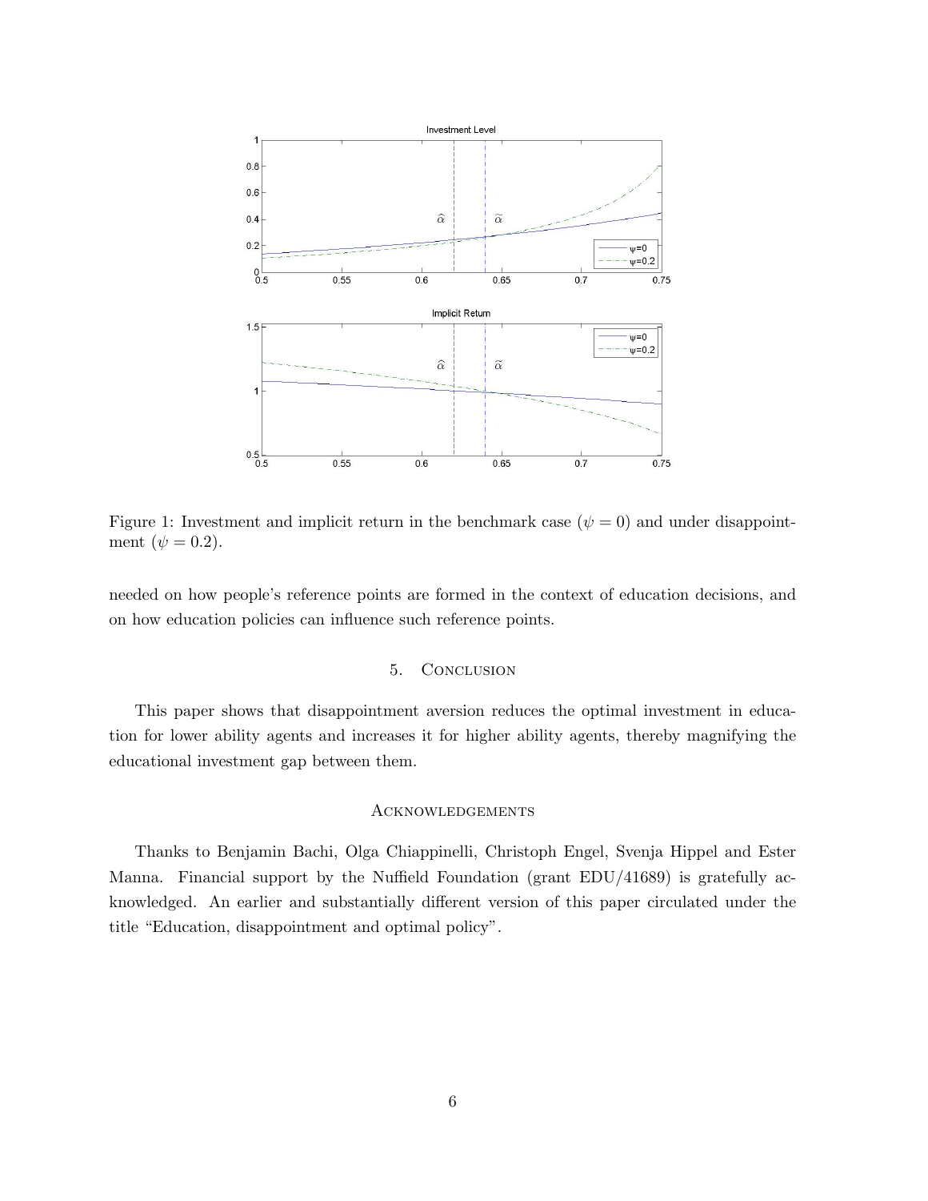Figure 1: Investment and implicit return in the benchmark case ($\psi = 0$) and under disappointment ($\psi = 0.2$).

needed on how people's reference points are formed in the context of education decisions, and on how education policies can influence such reference points.

## 5. Conclusion

This paper shows that disappointment aversion reduces the optimal investment in education for lower ability agents and increases it for higher ability agents, thereby magnifying the educational investment gap between them.

## Acknowledgements

Thanks to Benjamin Bachi, Olga Chiappinelli, Christoph Engel, Svenja Hippel and Ester Manna. Financial support by the Nuffield Foundation (grant EDU/41689) is gratefully acknowledged. An earlier and substantially different version of this paper circulated under the title "Education, disappointment and optimal policy".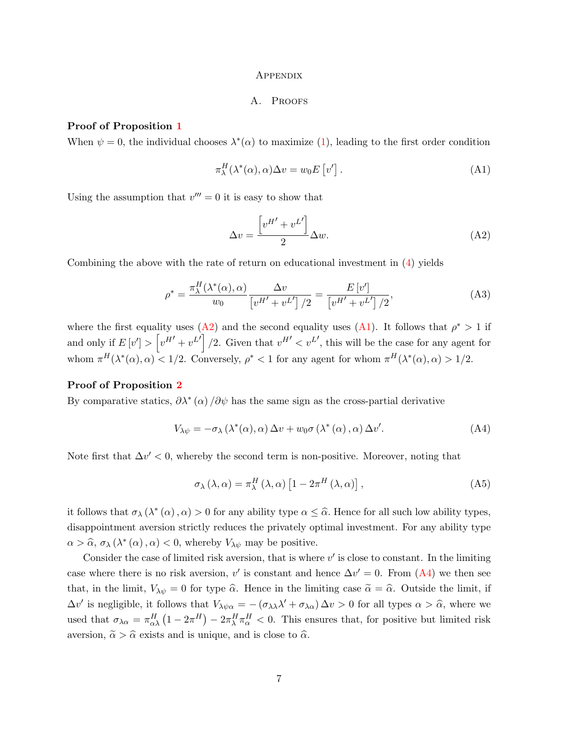# Appendix

## A. Proofs

**Proof of Proposition 1**

When $\psi = 0$, the individual chooses $\lambda^*(\alpha)$ to maximize (1), leading to the first order condition

$$\pi^H_\lambda(\lambda^*(\alpha), \alpha)\Delta v = w_0 E\left[v'\right]. \tag{A1}$$

Using the assumption that $v''' = 0$ it is easy to show that

$$\Delta v = \frac{\left[v^{H\prime} + v^{L\prime}\right]}{2}\Delta w. \tag{A2}$$

Combining the above with the rate of return on educational investment in (4) yields

$$\rho^* = \frac{\pi^H_\lambda(\lambda^*(\alpha), \alpha)}{w_0}\frac{\Delta v}{\left[v^{H\prime} + v^{L\prime}\right]/2} = \frac{E\left[v'\right]}{\left[v^{H\prime} + v^{L\prime}\right]/2}, \tag{A3}$$

where the first equality uses (A2) and the second equality uses (A1). It follows that $\rho^* > 1$ if and only if $E\left[v'\right] > \left[v^{H\prime} + v^{L\prime}\right]/2$. Given that $v^{H\prime} < v^{L\prime}$, this will be the case for any agent for whom $\pi^H(\lambda^*(\alpha), \alpha) < 1/2$. Conversely, $\rho^* < 1$ for any agent for whom $\pi^H(\lambda^*(\alpha), \alpha) > 1/2$.

**Proof of Proposition 2**

By comparative statics, $\partial\lambda^*(\alpha)/\partial\psi$ has the same sign as the cross-partial derivative

$$V_{\lambda\psi} = -\sigma_\lambda\left(\lambda^*(\alpha), \alpha\right)\Delta v + w_0\sigma\left(\lambda^*(\alpha), \alpha\right)\Delta v'. \tag{A4}$$

Note first that $\Delta v' < 0$, whereby the second term is non-positive. Moreover, noting that

$$\sigma_\lambda(\lambda, \alpha) = \pi^H_\lambda(\lambda, \alpha)\left[1 - 2\pi^H(\lambda, \alpha)\right], \tag{A5}$$

it follows that $\sigma_\lambda\left(\lambda^*(\alpha), \alpha\right) > 0$ for any ability type $\alpha \leq \widehat{\alpha}$. Hence for all such low ability types, disappointment aversion strictly reduces the privately optimal investment. For any ability type $\alpha > \widehat{\alpha}$, $\sigma_\lambda\left(\lambda^*(\alpha), \alpha\right) < 0$, whereby $V_{\lambda\psi}$ may be positive.

Consider the case of limited risk aversion, that is where $v'$ is close to constant. In the limiting case where there is no risk aversion, $v'$ is constant and hence $\Delta v' = 0$. From (A4) we then see that, in the limit, $V_{\lambda\psi} = 0$ for type $\widehat{\alpha}$. Hence in the limiting case $\widetilde{\alpha} = \widehat{\alpha}$. Outside the limit, if $\Delta v'$ is negligible, it follows that $V_{\lambda\psi\alpha} = -\left(\sigma_{\lambda\lambda}\lambda' + \sigma_{\lambda\alpha}\right)\Delta v > 0$ for all types $\alpha > \widehat{\alpha}$, where we used that $\sigma_{\lambda\alpha} = \pi^H_{\alpha\lambda}\left(1 - 2\pi^H\right) - 2\pi^H_\lambda\pi^H_\alpha < 0$. This ensures that, for positive but limited risk aversion, $\widetilde{\alpha} > \widehat{\alpha}$ exists and is unique, and is close to $\widehat{\alpha}$.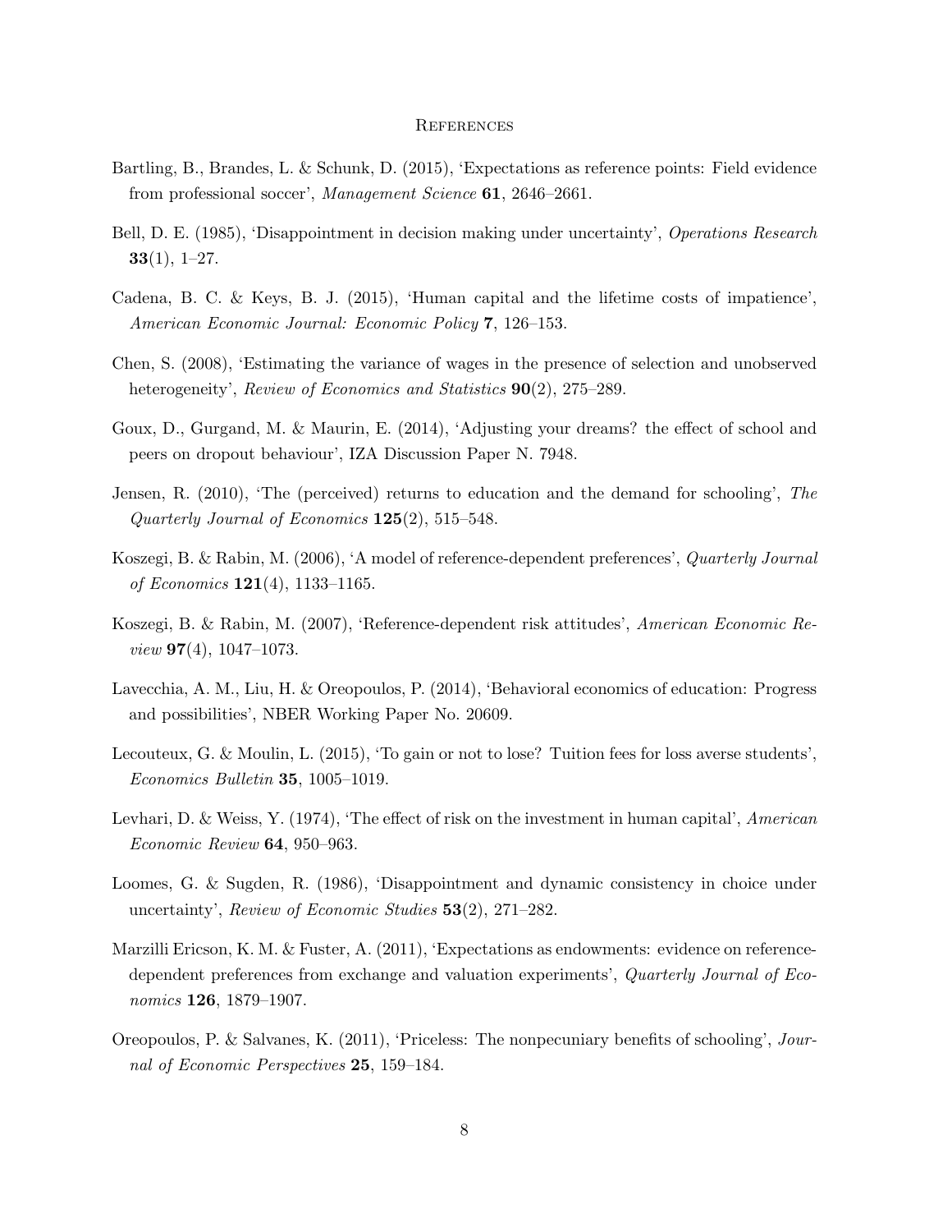# References

Bartling, B., Brandes, L. & Schunk, D. (2015), 'Expectations as reference points: Field evidence from professional soccer', *Management Science* **61**, 2646–2661.

Bell, D. E. (1985), 'Disappointment in decision making under uncertainty', *Operations Research* **33**(1), 1–27.

Cadena, B. C. & Keys, B. J. (2015), 'Human capital and the lifetime costs of impatience', *American Economic Journal: Economic Policy* **7**, 126–153.

Chen, S. (2008), 'Estimating the variance of wages in the presence of selection and unobserved heterogeneity', *Review of Economics and Statistics* **90**(2), 275–289.

Goux, D., Gurgand, M. & Maurin, E. (2014), 'Adjusting your dreams? the effect of school and peers on dropout behaviour', IZA Discussion Paper N. 7948.

Jensen, R. (2010), 'The (perceived) returns to education and the demand for schooling', *The Quarterly Journal of Economics* **125**(2), 515–548.

Koszegi, B. & Rabin, M. (2006), 'A model of reference-dependent preferences', *Quarterly Journal of Economics* **121**(4), 1133–1165.

Koszegi, B. & Rabin, M. (2007), 'Reference-dependent risk attitudes', *American Economic Review* **97**(4), 1047–1073.

Lavecchia, A. M., Liu, H. & Oreopoulos, P. (2014), 'Behavioral economics of education: Progress and possibilities', NBER Working Paper No. 20609.

Lecouteux, G. & Moulin, L. (2015), 'To gain or not to lose? Tuition fees for loss averse students', *Economics Bulletin* **35**, 1005–1019.

Levhari, D. & Weiss, Y. (1974), 'The effect of risk on the investment in human capital', *American Economic Review* **64**, 950–963.

Loomes, G. & Sugden, R. (1986), 'Disappointment and dynamic consistency in choice under uncertainty', *Review of Economic Studies* **53**(2), 271–282.

Marzilli Ericson, K. M. & Fuster, A. (2011), 'Expectations as endowments: evidence on reference-dependent preferences from exchange and valuation experiments', *Quarterly Journal of Economics* **126**, 1879–1907.

Oreopoulos, P. & Salvanes, K. (2011), 'Priceless: The nonpecuniary benefits of schooling', *Journal of Economic Perspectives* **25**, 159–184.